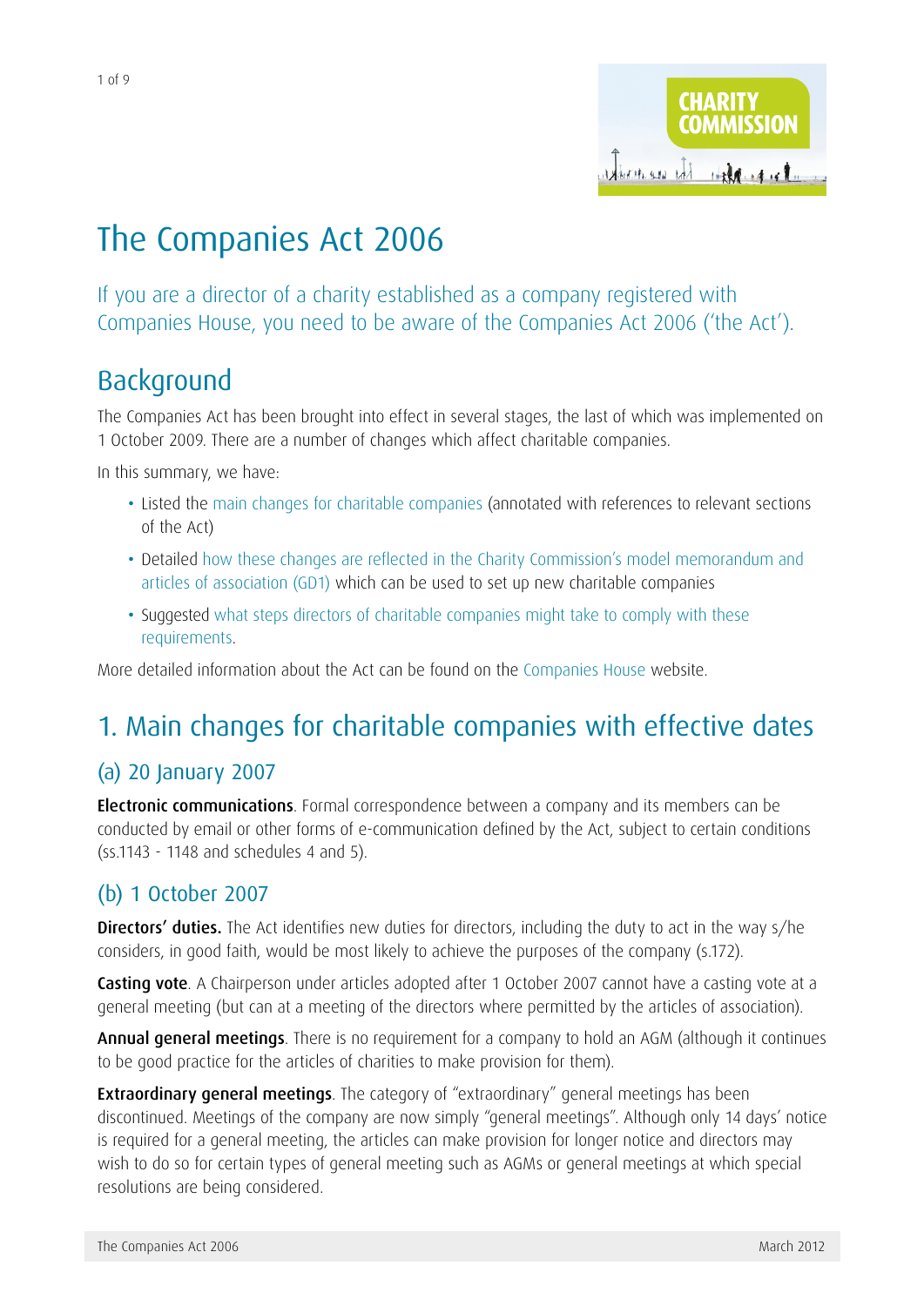# The Companies Act 2006

If you are a director of a charity established as a company registered with Companies House, you need to be aware of the Companies Act 2006 ('the Act').

## Background

The Companies Act has been brought into effect in several stages, the last of which was implemented on 1 October 2009. There are a number of changes which affect charitable companies.

In this summary, we have:

- Listed the main changes for charitable companies (annotated with references to relevant sections of the Act)
- Detailed how these changes are reflected in the Charity Commission's model memorandum and articles of association (GD1) which can be used to set up new charitable companies
- Suggested what steps directors of charitable companies might take to comply with these requirements.

More detailed information about the Act can be found on the Companies House website.

## 1. Main changes for charitable companies with effective dates

### (a) 20 January 2007

**Electronic communications**. Formal correspondence between a company and its members can be conducted by email or other forms of e-communication defined by the Act, subject to certain conditions (ss.1143 - 1148 and schedules 4 and 5).

### (b) 1 October 2007

**Directors' duties.** The Act identifies new duties for directors, including the duty to act in the way s/he considers, in good faith, would be most likely to achieve the purposes of the company (s.172).

**Casting vote**. A Chairperson under articles adopted after 1 October 2007 cannot have a casting vote at a general meeting (but can at a meeting of the directors where permitted by the articles of association).

**Annual general meetings**. There is no requirement for a company to hold an AGM (although it continues to be good practice for the articles of charities to make provision for them).

**Extraordinary general meetings**. The category of "extraordinary" general meetings has been discontinued. Meetings of the company are now simply "general meetings". Although only 14 days' notice is required for a general meeting, the articles can make provision for longer notice and directors may wish to do so for certain types of general meeting such as AGMs or general meetings at which special resolutions are being considered.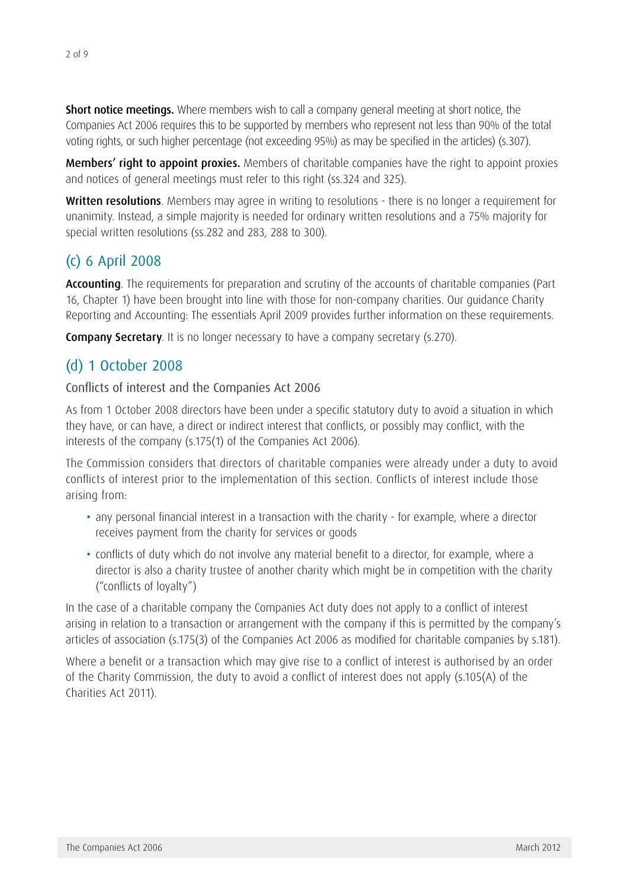**Short notice meetings.** Where members wish to call a company general meeting at short notice, the Companies Act 2006 requires this to be supported by members who represent not less than 90% of the total voting rights, or such higher percentage (not exceeding 95%) as may be specified in the articles) (s.307).

**Members' right to appoint proxies.** Members of charitable companies have the right to appoint proxies and notices of general meetings must refer to this right (ss.324 and 325).

**Written resolutions**. Members may agree in writing to resolutions - there is no longer a requirement for unanimity. Instead, a simple majority is needed for ordinary written resolutions and a 75% majority for special written resolutions (ss.282 and 283, 288 to 300).

## (c) 6 April 2008

**Accounting**. The requirements for preparation and scrutiny of the accounts of charitable companies (Part 16, Chapter 1) have been brought into line with those for non-company charities. Our guidance Charity Reporting and Accounting: The essentials April 2009 provides further information on these requirements.

**Company Secretary**. It is no longer necessary to have a company secretary (s.270).

## (d) 1 October 2008

### Conflicts of interest and the Companies Act 2006

As from 1 October 2008 directors have been under a specific statutory duty to avoid a situation in which they have, or can have, a direct or indirect interest that conflicts, or possibly may conflict, with the interests of the company (s.175(1) of the Companies Act 2006).

The Commission considers that directors of charitable companies were already under a duty to avoid conflicts of interest prior to the implementation of this section. Conflicts of interest include those arising from:

- any personal financial interest in a transaction with the charity - for example, where a director receives payment from the charity for services or goods
- conflicts of duty which do not involve any material benefit to a director, for example, where a director is also a charity trustee of another charity which might be in competition with the charity ("conflicts of loyalty")

In the case of a charitable company the Companies Act duty does not apply to a conflict of interest arising in relation to a transaction or arrangement with the company if this is permitted by the company's articles of association (s.175(3) of the Companies Act 2006 as modified for charitable companies by s.181).

Where a benefit or a transaction which may give rise to a conflict of interest is authorised by an order of the Charity Commission, the duty to avoid a conflict of interest does not apply (s.105(A) of the Charities Act 2011).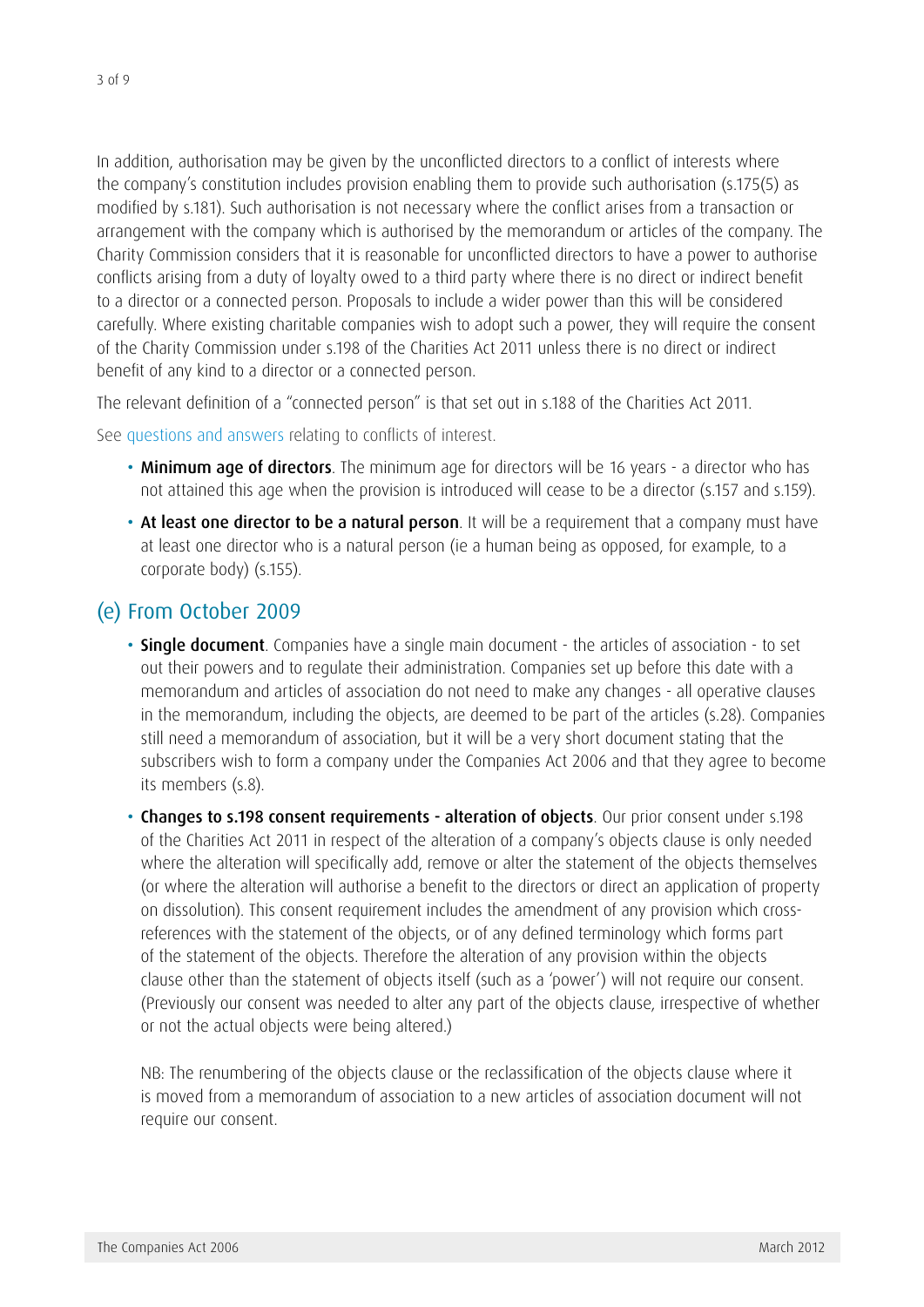In addition, authorisation may be given by the unconflicted directors to a conflict of interests where the company's constitution includes provision enabling them to provide such authorisation (s.175(5) as modified by s.181). Such authorisation is not necessary where the conflict arises from a transaction or arrangement with the company which is authorised by the memorandum or articles of the company. The Charity Commission considers that it is reasonable for unconflicted directors to have a power to authorise conflicts arising from a duty of loyalty owed to a third party where there is no direct or indirect benefit to a director or a connected person. Proposals to include a wider power than this will be considered carefully. Where existing charitable companies wish to adopt such a power, they will require the consent of the Charity Commission under s.198 of the Charities Act 2011 unless there is no direct or indirect benefit of any kind to a director or a connected person.

The relevant definition of a "connected person" is that set out in s.188 of the Charities Act 2011.

See questions and answers relating to conflicts of interest.

- **Minimum age of directors**. The minimum age for directors will be 16 years - a director who has not attained this age when the provision is introduced will cease to be a director (s.157 and s.159).
- **At least one director to be a natural person**. It will be a requirement that a company must have at least one director who is a natural person (ie a human being as opposed, for example, to a corporate body) (s.155).

## (e) From October 2009

- **Single document**. Companies have a single main document - the articles of association - to set out their powers and to regulate their administration. Companies set up before this date with a memorandum and articles of association do not need to make any changes - all operative clauses in the memorandum, including the objects, are deemed to be part of the articles (s.28). Companies still need a memorandum of association, but it will be a very short document stating that the subscribers wish to form a company under the Companies Act 2006 and that they agree to become its members (s.8).
- **Changes to s.198 consent requirements - alteration of objects**. Our prior consent under s.198 of the Charities Act 2011 in respect of the alteration of a company's objects clause is only needed where the alteration will specifically add, remove or alter the statement of the objects themselves (or where the alteration will authorise a benefit to the directors or direct an application of property on dissolution). This consent requirement includes the amendment of any provision which cross-references with the statement of the objects, or of any defined terminology which forms part of the statement of the objects. Therefore the alteration of any provision within the objects clause other than the statement of objects itself (such as a 'power') will not require our consent. (Previously our consent was needed to alter any part of the objects clause, irrespective of whether or not the actual objects were being altered.)

  NB: The renumbering of the objects clause or the reclassification of the objects clause where it is moved from a memorandum of association to a new articles of association document will not require our consent.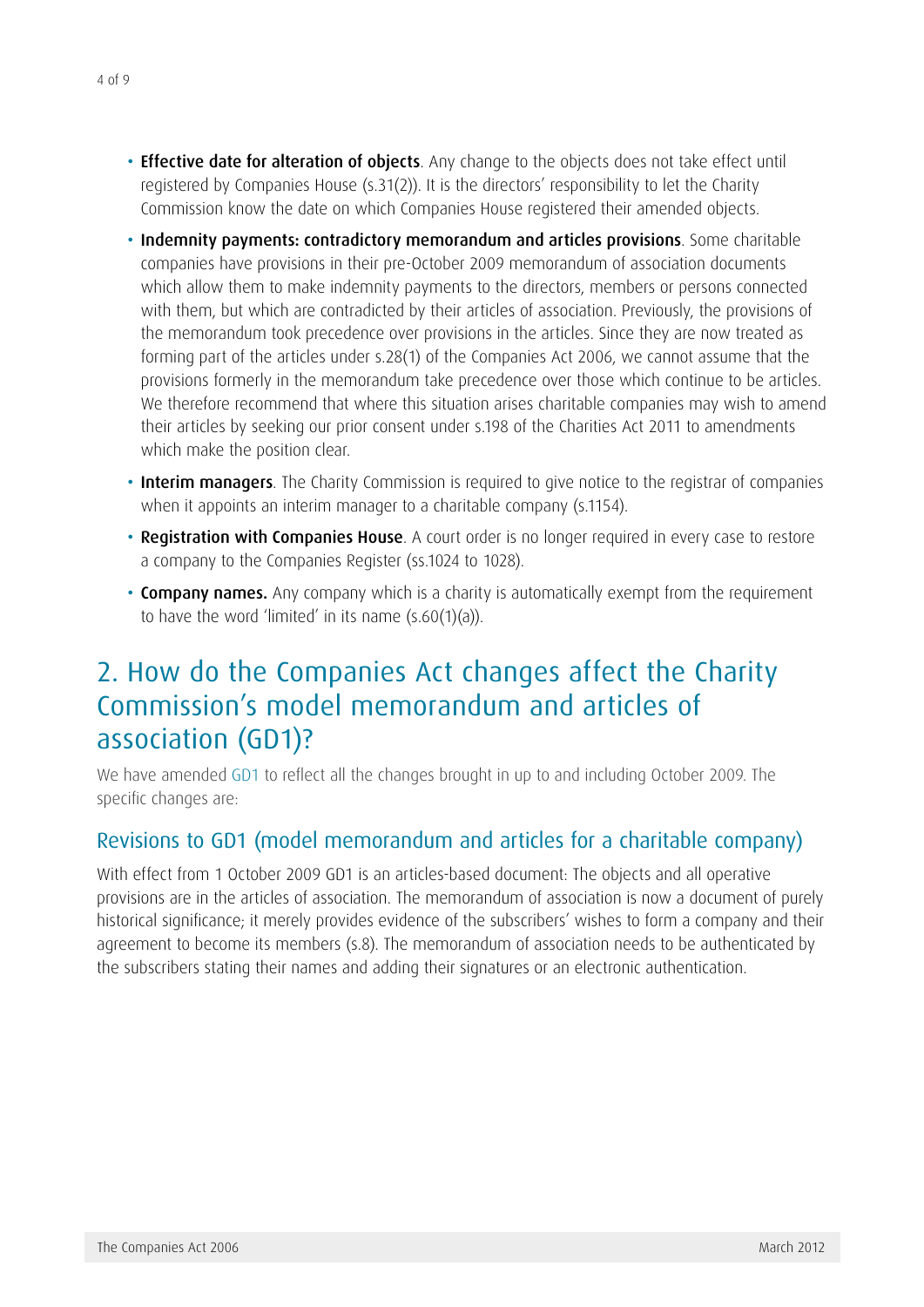- **Effective date for alteration of objects**. Any change to the objects does not take effect until registered by Companies House (s.31(2)). It is the directors' responsibility to let the Charity Commission know the date on which Companies House registered their amended objects.
- **Indemnity payments: contradictory memorandum and articles provisions**. Some charitable companies have provisions in their pre-October 2009 memorandum of association documents which allow them to make indemnity payments to the directors, members or persons connected with them, but which are contradicted by their articles of association. Previously, the provisions of the memorandum took precedence over provisions in the articles. Since they are now treated as forming part of the articles under s.28(1) of the Companies Act 2006, we cannot assume that the provisions formerly in the memorandum take precedence over those which continue to be articles. We therefore recommend that where this situation arises charitable companies may wish to amend their articles by seeking our prior consent under s.198 of the Charities Act 2011 to amendments which make the position clear.
- **Interim managers**. The Charity Commission is required to give notice to the registrar of companies when it appoints an interim manager to a charitable company (s.1154).
- **Registration with Companies House**. A court order is no longer required in every case to restore a company to the Companies Register (ss.1024 to 1028).
- **Company names.** Any company which is a charity is automatically exempt from the requirement to have the word 'limited' in its name (s.60(1)(a)).

## 2. How do the Companies Act changes affect the Charity Commission's model memorandum and articles of association (GD1)?

We have amended GD1 to reflect all the changes brought in up to and including October 2009. The specific changes are:

### Revisions to GD1 (model memorandum and articles for a charitable company)

With effect from 1 October 2009 GD1 is an articles-based document: The objects and all operative provisions are in the articles of association. The memorandum of association is now a document of purely historical significance; it merely provides evidence of the subscribers' wishes to form a company and their agreement to become its members (s.8). The memorandum of association needs to be authenticated by the subscribers stating their names and adding their signatures or an electronic authentication.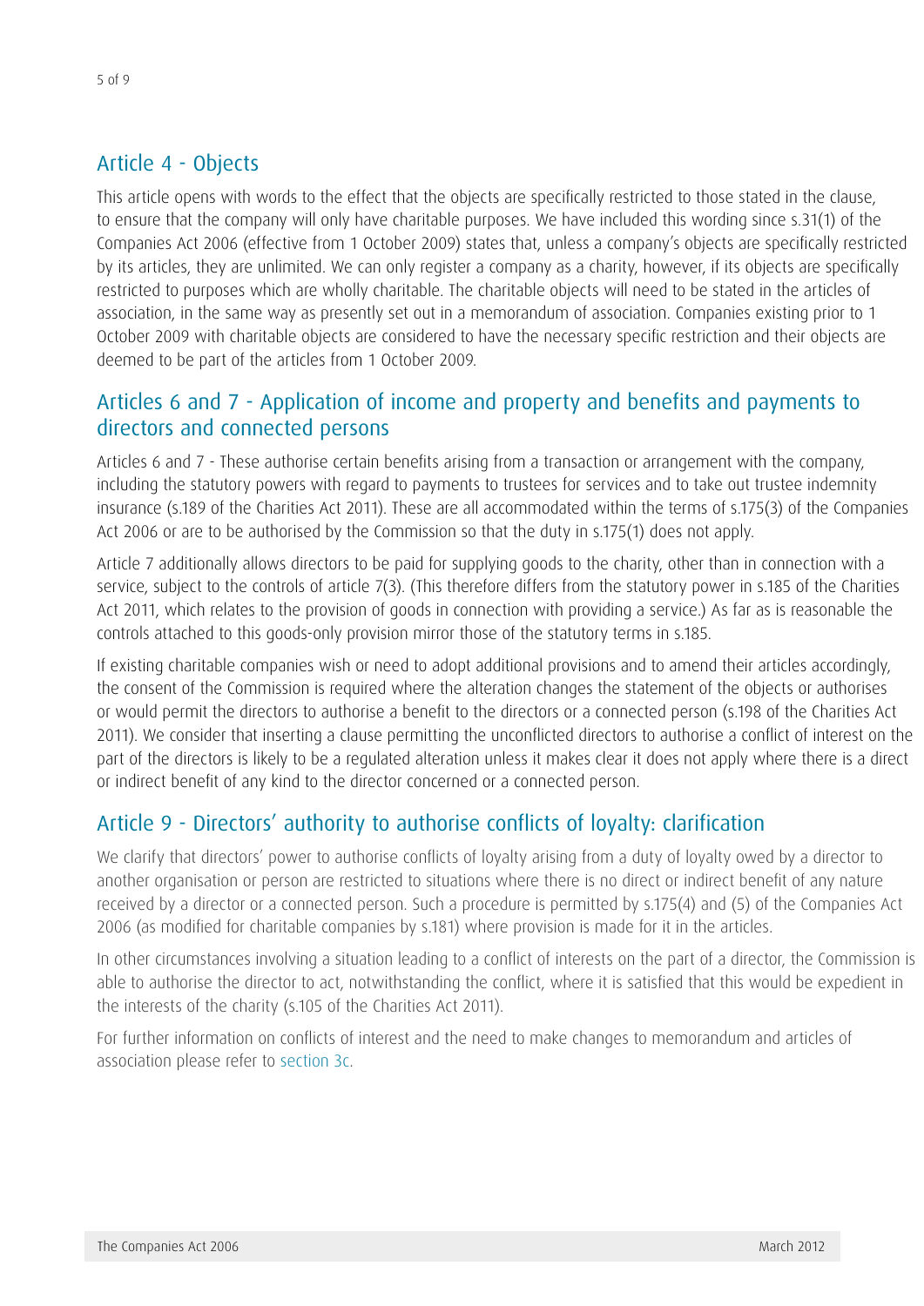## Article 4 - Objects

This article opens with words to the effect that the objects are specifically restricted to those stated in the clause, to ensure that the company will only have charitable purposes. We have included this wording since s.31(1) of the Companies Act 2006 (effective from 1 October 2009) states that, unless a company's objects are specifically restricted by its articles, they are unlimited. We can only register a company as a charity, however, if its objects are specifically restricted to purposes which are wholly charitable. The charitable objects will need to be stated in the articles of association, in the same way as presently set out in a memorandum of association. Companies existing prior to 1 October 2009 with charitable objects are considered to have the necessary specific restriction and their objects are deemed to be part of the articles from 1 October 2009.

## Articles 6 and 7 - Application of income and property and benefits and payments to directors and connected persons

Articles 6 and 7 - These authorise certain benefits arising from a transaction or arrangement with the company, including the statutory powers with regard to payments to trustees for services and to take out trustee indemnity insurance (s.189 of the Charities Act 2011). These are all accommodated within the terms of s.175(3) of the Companies Act 2006 or are to be authorised by the Commission so that the duty in s.175(1) does not apply.

Article 7 additionally allows directors to be paid for supplying goods to the charity, other than in connection with a service, subject to the controls of article 7(3). (This therefore differs from the statutory power in s.185 of the Charities Act 2011, which relates to the provision of goods in connection with providing a service.) As far as is reasonable the controls attached to this goods-only provision mirror those of the statutory terms in s.185.

If existing charitable companies wish or need to adopt additional provisions and to amend their articles accordingly, the consent of the Commission is required where the alteration changes the statement of the objects or authorises or would permit the directors to authorise a benefit to the directors or a connected person (s.198 of the Charities Act 2011). We consider that inserting a clause permitting the unconflicted directors to authorise a conflict of interest on the part of the directors is likely to be a regulated alteration unless it makes clear it does not apply where there is a direct or indirect benefit of any kind to the director concerned or a connected person.

## Article 9 - Directors' authority to authorise conflicts of loyalty: clarification

We clarify that directors' power to authorise conflicts of loyalty arising from a duty of loyalty owed by a director to another organisation or person are restricted to situations where there is no direct or indirect benefit of any nature received by a director or a connected person. Such a procedure is permitted by s.175(4) and (5) of the Companies Act 2006 (as modified for charitable companies by s.181) where provision is made for it in the articles.

In other circumstances involving a situation leading to a conflict of interests on the part of a director, the Commission is able to authorise the director to act, notwithstanding the conflict, where it is satisfied that this would be expedient in the interests of the charity (s.105 of the Charities Act 2011).

For further information on conflicts of interest and the need to make changes to memorandum and articles of association please refer to section 3c.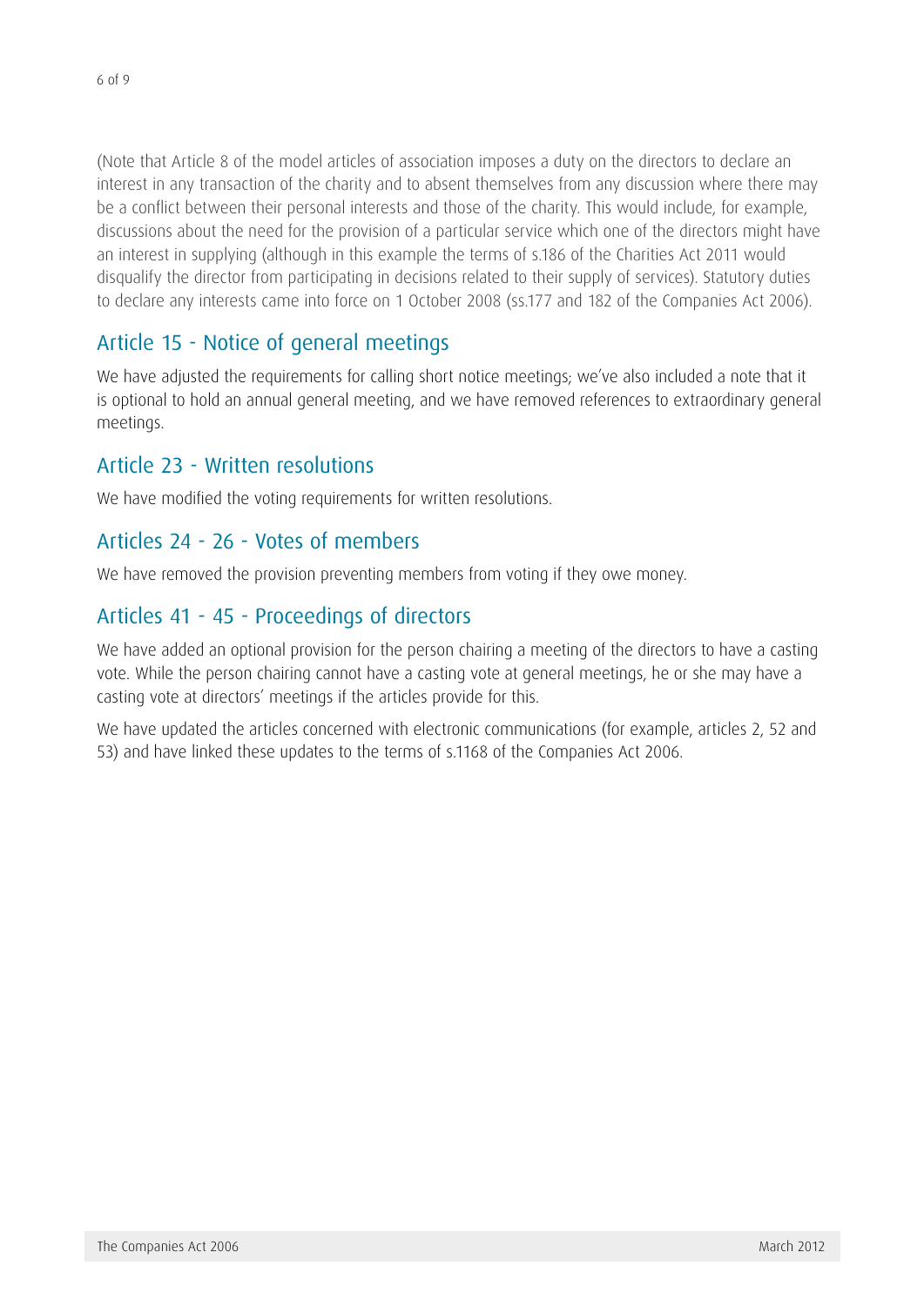(Note that Article 8 of the model articles of association imposes a duty on the directors to declare an interest in any transaction of the charity and to absent themselves from any discussion where there may be a conflict between their personal interests and those of the charity. This would include, for example, discussions about the need for the provision of a particular service which one of the directors might have an interest in supplying (although in this example the terms of s.186 of the Charities Act 2011 would disqualify the director from participating in decisions related to their supply of services). Statutory duties to declare any interests came into force on 1 October 2008 (ss.177 and 182 of the Companies Act 2006).

## Article 15 - Notice of general meetings

We have adjusted the requirements for calling short notice meetings; we've also included a note that it is optional to hold an annual general meeting, and we have removed references to extraordinary general meetings.

## Article 23 - Written resolutions

We have modified the voting requirements for written resolutions.

## Articles 24 - 26 - Votes of members

We have removed the provision preventing members from voting if they owe money.

## Articles 41 - 45 - Proceedings of directors

We have added an optional provision for the person chairing a meeting of the directors to have a casting vote. While the person chairing cannot have a casting vote at general meetings, he or she may have a casting vote at directors' meetings if the articles provide for this.

We have updated the articles concerned with electronic communications (for example, articles 2, 52 and 53) and have linked these updates to the terms of s.1168 of the Companies Act 2006.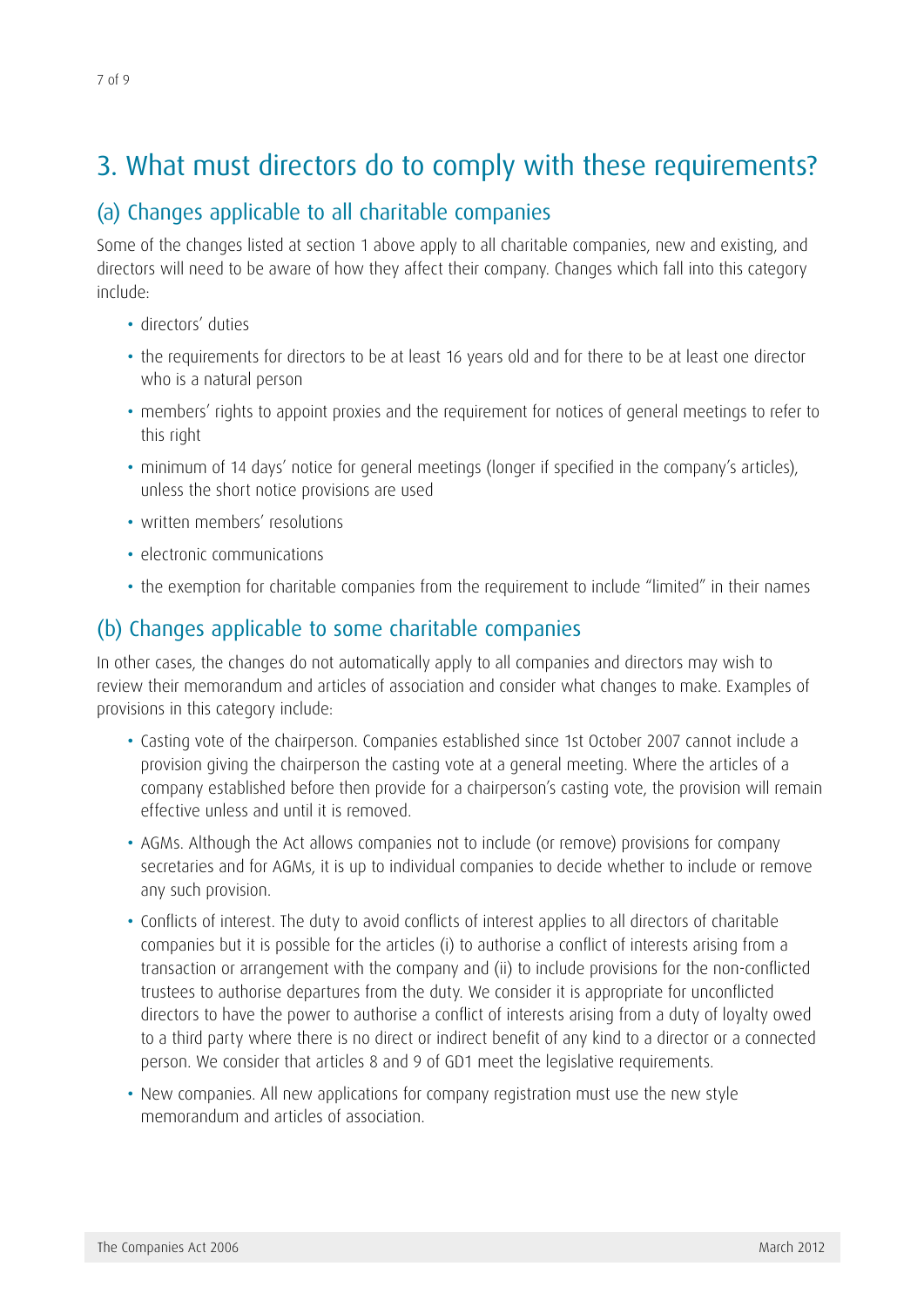## 3. What must directors do to comply with these requirements?

### (a) Changes applicable to all charitable companies

Some of the changes listed at section 1 above apply to all charitable companies, new and existing, and directors will need to be aware of how they affect their company. Changes which fall into this category include:

- directors' duties
- the requirements for directors to be at least 16 years old and for there to be at least one director who is a natural person
- members' rights to appoint proxies and the requirement for notices of general meetings to refer to this right
- minimum of 14 days' notice for general meetings (longer if specified in the company's articles), unless the short notice provisions are used
- written members' resolutions
- electronic communications
- the exemption for charitable companies from the requirement to include "limited" in their names

### (b) Changes applicable to some charitable companies

In other cases, the changes do not automatically apply to all companies and directors may wish to review their memorandum and articles of association and consider what changes to make. Examples of provisions in this category include:

- Casting vote of the chairperson. Companies established since 1st October 2007 cannot include a provision giving the chairperson the casting vote at a general meeting. Where the articles of a company established before then provide for a chairperson's casting vote, the provision will remain effective unless and until it is removed.
- AGMs. Although the Act allows companies not to include (or remove) provisions for company secretaries and for AGMs, it is up to individual companies to decide whether to include or remove any such provision.
- Conflicts of interest. The duty to avoid conflicts of interest applies to all directors of charitable companies but it is possible for the articles (i) to authorise a conflict of interests arising from a transaction or arrangement with the company and (ii) to include provisions for the non-conflicted trustees to authorise departures from the duty. We consider it is appropriate for unconflicted directors to have the power to authorise a conflict of interests arising from a duty of loyalty owed to a third party where there is no direct or indirect benefit of any kind to a director or a connected person. We consider that articles 8 and 9 of GD1 meet the legislative requirements.
- New companies. All new applications for company registration must use the new style memorandum and articles of association.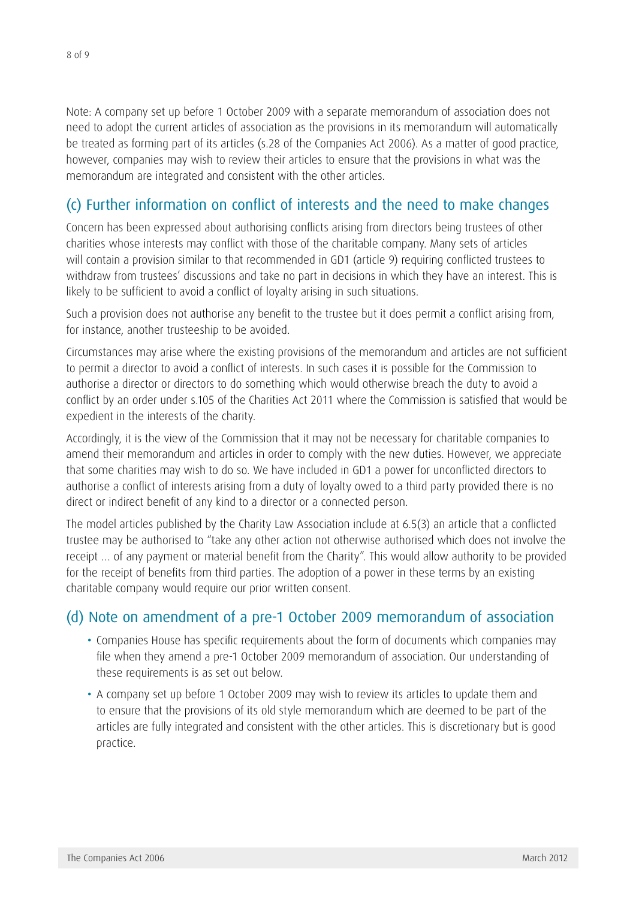Note: A company set up before 1 October 2009 with a separate memorandum of association does not need to adopt the current articles of association as the provisions in its memorandum will automatically be treated as forming part of its articles (s.28 of the Companies Act 2006). As a matter of good practice, however, companies may wish to review their articles to ensure that the provisions in what was the memorandum are integrated and consistent with the other articles.

## (c) Further information on conflict of interests and the need to make changes

Concern has been expressed about authorising conflicts arising from directors being trustees of other charities whose interests may conflict with those of the charitable company. Many sets of articles will contain a provision similar to that recommended in GD1 (article 9) requiring conflicted trustees to withdraw from trustees' discussions and take no part in decisions in which they have an interest. This is likely to be sufficient to avoid a conflict of loyalty arising in such situations.

Such a provision does not authorise any benefit to the trustee but it does permit a conflict arising from, for instance, another trusteeship to be avoided.

Circumstances may arise where the existing provisions of the memorandum and articles are not sufficient to permit a director to avoid a conflict of interests. In such cases it is possible for the Commission to authorise a director or directors to do something which would otherwise breach the duty to avoid a conflict by an order under s.105 of the Charities Act 2011 where the Commission is satisfied that would be expedient in the interests of the charity.

Accordingly, it is the view of the Commission that it may not be necessary for charitable companies to amend their memorandum and articles in order to comply with the new duties. However, we appreciate that some charities may wish to do so. We have included in GD1 a power for unconflicted directors to authorise a conflict of interests arising from a duty of loyalty owed to a third party provided there is no direct or indirect benefit of any kind to a director or a connected person.

The model articles published by the Charity Law Association include at 6.5(3) an article that a conflicted trustee may be authorised to "take any other action not otherwise authorised which does not involve the receipt … of any payment or material benefit from the Charity". This would allow authority to be provided for the receipt of benefits from third parties. The adoption of a power in these terms by an existing charitable company would require our prior written consent.

## (d) Note on amendment of a pre-1 October 2009 memorandum of association

- Companies House has specific requirements about the form of documents which companies may file when they amend a pre-1 October 2009 memorandum of association. Our understanding of these requirements is as set out below.
- A company set up before 1 October 2009 may wish to review its articles to update them and to ensure that the provisions of its old style memorandum which are deemed to be part of the articles are fully integrated and consistent with the other articles. This is discretionary but is good practice.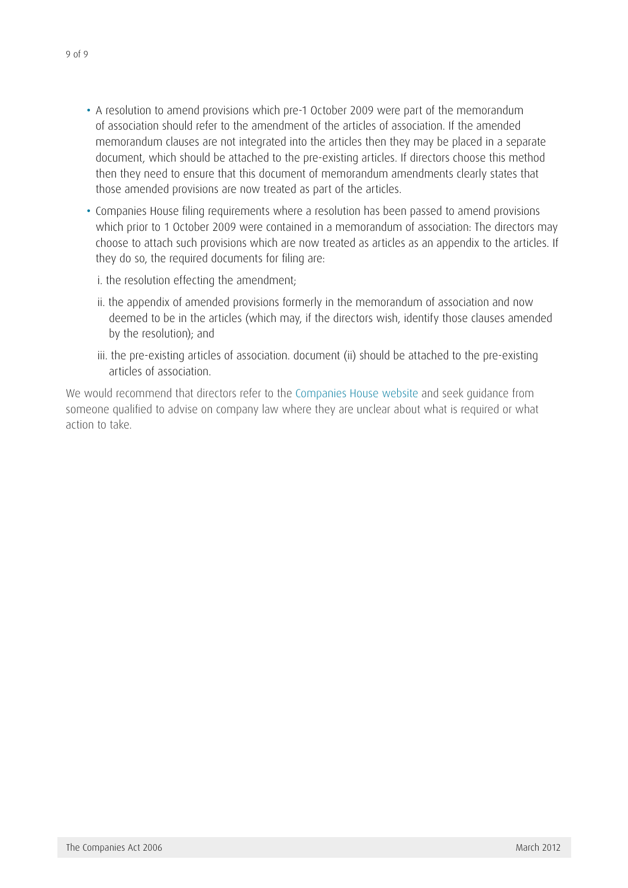- A resolution to amend provisions which pre-1 October 2009 were part of the memorandum of association should refer to the amendment of the articles of association. If the amended memorandum clauses are not integrated into the articles then they may be placed in a separate document, which should be attached to the pre-existing articles. If directors choose this method then they need to ensure that this document of memorandum amendments clearly states that those amended provisions are now treated as part of the articles.
- Companies House filing requirements where a resolution has been passed to amend provisions which prior to 1 October 2009 were contained in a memorandum of association: The directors may choose to attach such provisions which are now treated as articles as an appendix to the articles. If they do so, the required documents for filing are:

  i. the resolution effecting the amendment;

  ii. the appendix of amended provisions formerly in the memorandum of association and now deemed to be in the articles (which may, if the directors wish, identify those clauses amended by the resolution); and

  iii. the pre-existing articles of association. document (ii) should be attached to the pre-existing articles of association.

We would recommend that directors refer to the Companies House website and seek guidance from someone qualified to advise on company law where they are unclear about what is required or what action to take.